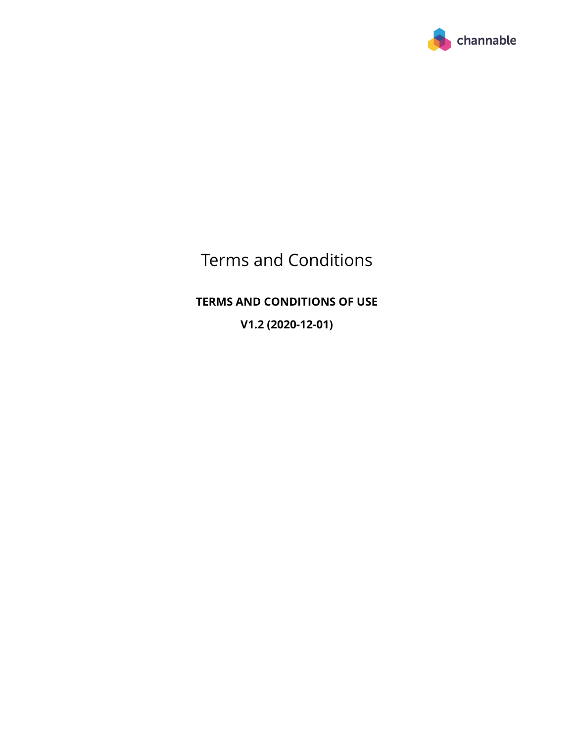# Terms and Conditions

**TERMS AND CONDITIONS OF USE**

**V1.2 (2020-12-01)**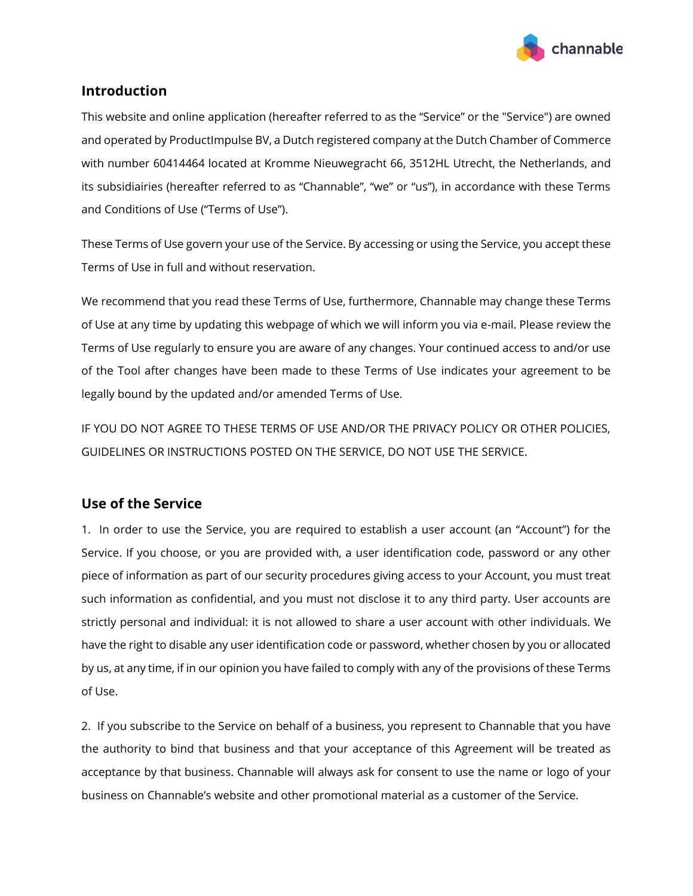## Introduction

This website and online application (hereafter referred to as the “Service” or the "Service") are owned and operated by ProductImpulse BV, a Dutch registered company at the Dutch Chamber of Commerce with number 60414464 located at Kromme Nieuwegracht 66, 3512HL Utrecht, the Netherlands, and its subsidiairies (hereafter referred to as “Channable”, “we” or “us”), in accordance with these Terms and Conditions of Use (“Terms of Use”).

These Terms of Use govern your use of the Service. By accessing or using the Service, you accept these Terms of Use in full and without reservation.

We recommend that you read these Terms of Use, furthermore, Channable may change these Terms of Use at any time by updating this webpage of which we will inform you via e-mail. Please review the Terms of Use regularly to ensure you are aware of any changes. Your continued access to and/or use of the Tool after changes have been made to these Terms of Use indicates your agreement to be legally bound by the updated and/or amended Terms of Use.

IF YOU DO NOT AGREE TO THESE TERMS OF USE AND/OR THE PRIVACY POLICY OR OTHER POLICIES, GUIDELINES OR INSTRUCTIONS POSTED ON THE SERVICE, DO NOT USE THE SERVICE.

## Use of the Service

1. In order to use the Service, you are required to establish a user account (an “Account”) for the Service. If you choose, or you are provided with, a user identification code, password or any other piece of information as part of our security procedures giving access to your Account, you must treat such information as confidential, and you must not disclose it to any third party. User accounts are strictly personal and individual: it is not allowed to share a user account with other individuals. We have the right to disable any user identification code or password, whether chosen by you or allocated by us, at any time, if in our opinion you have failed to comply with any of the provisions of these Terms of Use.

2. If you subscribe to the Service on behalf of a business, you represent to Channable that you have the authority to bind that business and that your acceptance of this Agreement will be treated as acceptance by that business. Channable will always ask for consent to use the name or logo of your business on Channable’s website and other promotional material as a customer of the Service.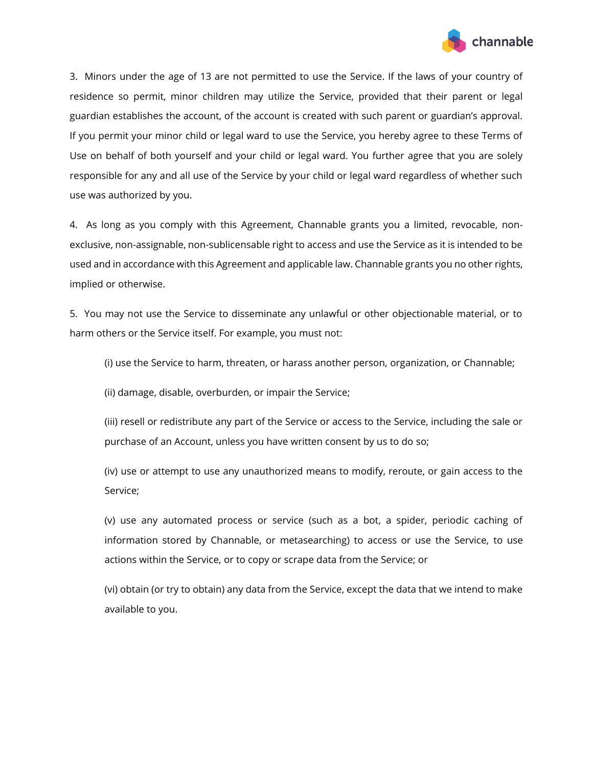3. Minors under the age of 13 are not permitted to use the Service. If the laws of your country of residence so permit, minor children may utilize the Service, provided that their parent or legal guardian establishes the account, of the account is created with such parent or guardian's approval. If you permit your minor child or legal ward to use the Service, you hereby agree to these Terms of Use on behalf of both yourself and your child or legal ward. You further agree that you are solely responsible for any and all use of the Service by your child or legal ward regardless of whether such use was authorized by you.

4. As long as you comply with this Agreement, Channable grants you a limited, revocable, non-exclusive, non-assignable, non-sublicensable right to access and use the Service as it is intended to be used and in accordance with this Agreement and applicable law. Channable grants you no other rights, implied or otherwise.

5. You may not use the Service to disseminate any unlawful or other objectionable material, or to harm others or the Service itself. For example, you must not:

(i) use the Service to harm, threaten, or harass another person, organization, or Channable;

(ii) damage, disable, overburden, or impair the Service;

(iii) resell or redistribute any part of the Service or access to the Service, including the sale or purchase of an Account, unless you have written consent by us to do so;

(iv) use or attempt to use any unauthorized means to modify, reroute, or gain access to the Service;

(v) use any automated process or service (such as a bot, a spider, periodic caching of information stored by Channable, or metasearching) to access or use the Service, to use actions within the Service, or to copy or scrape data from the Service; or

(vi) obtain (or try to obtain) any data from the Service, except the data that we intend to make available to you.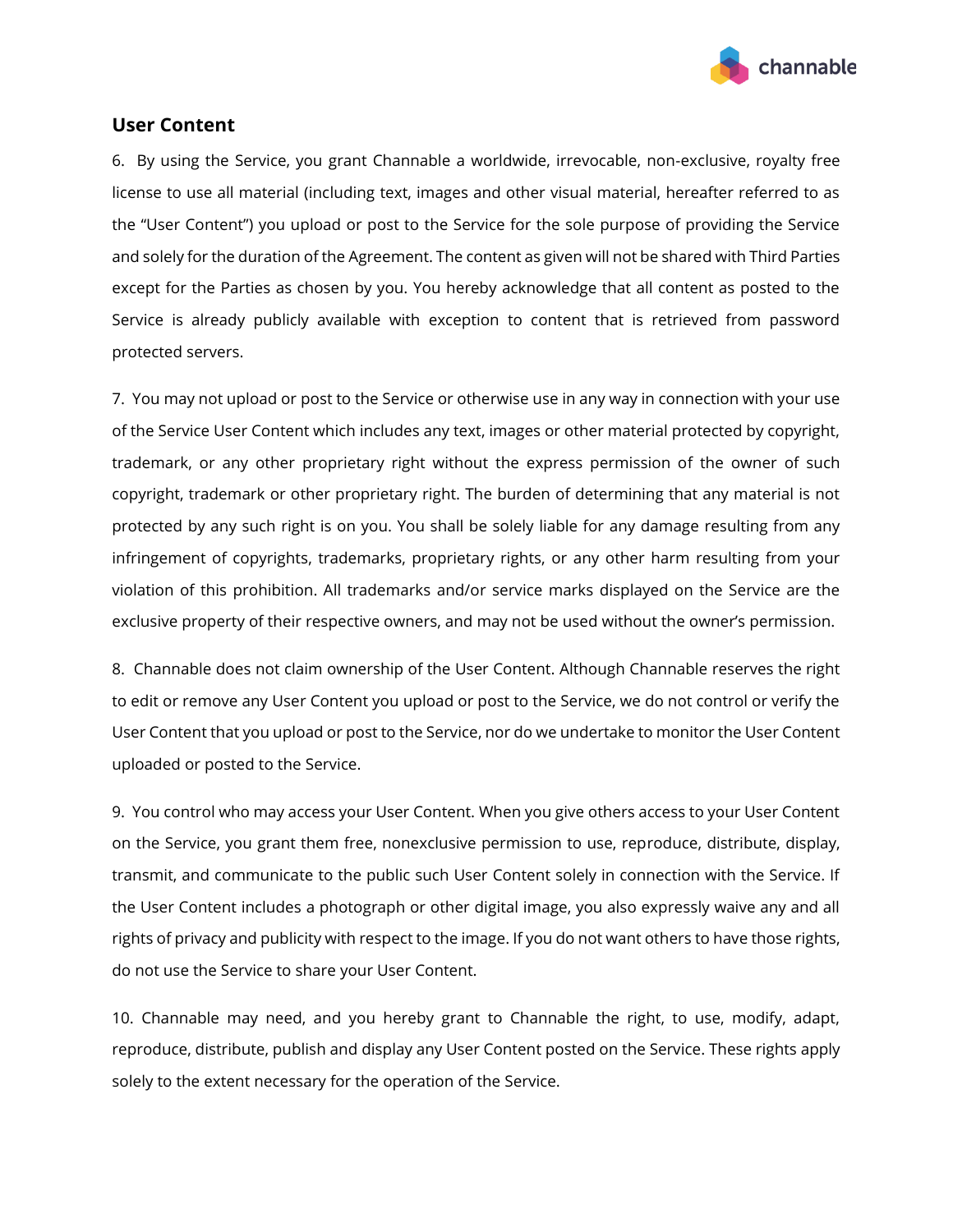## User Content

6. By using the Service, you grant Channable a worldwide, irrevocable, non-exclusive, royalty free license to use all material (including text, images and other visual material, hereafter referred to as the "User Content") you upload or post to the Service for the sole purpose of providing the Service and solely for the duration of the Agreement. The content as given will not be shared with Third Parties except for the Parties as chosen by you. You hereby acknowledge that all content as posted to the Service is already publicly available with exception to content that is retrieved from password protected servers.

7. You may not upload or post to the Service or otherwise use in any way in connection with your use of the Service User Content which includes any text, images or other material protected by copyright, trademark, or any other proprietary right without the express permission of the owner of such copyright, trademark or other proprietary right. The burden of determining that any material is not protected by any such right is on you. You shall be solely liable for any damage resulting from any infringement of copyrights, trademarks, proprietary rights, or any other harm resulting from your violation of this prohibition. All trademarks and/or service marks displayed on the Service are the exclusive property of their respective owners, and may not be used without the owner's permission.

8. Channable does not claim ownership of the User Content. Although Channable reserves the right to edit or remove any User Content you upload or post to the Service, we do not control or verify the User Content that you upload or post to the Service, nor do we undertake to monitor the User Content uploaded or posted to the Service.

9. You control who may access your User Content. When you give others access to your User Content on the Service, you grant them free, nonexclusive permission to use, reproduce, distribute, display, transmit, and communicate to the public such User Content solely in connection with the Service. If the User Content includes a photograph or other digital image, you also expressly waive any and all rights of privacy and publicity with respect to the image. If you do not want others to have those rights, do not use the Service to share your User Content.

10. Channable may need, and you hereby grant to Channable the right, to use, modify, adapt, reproduce, distribute, publish and display any User Content posted on the Service. These rights apply solely to the extent necessary for the operation of the Service.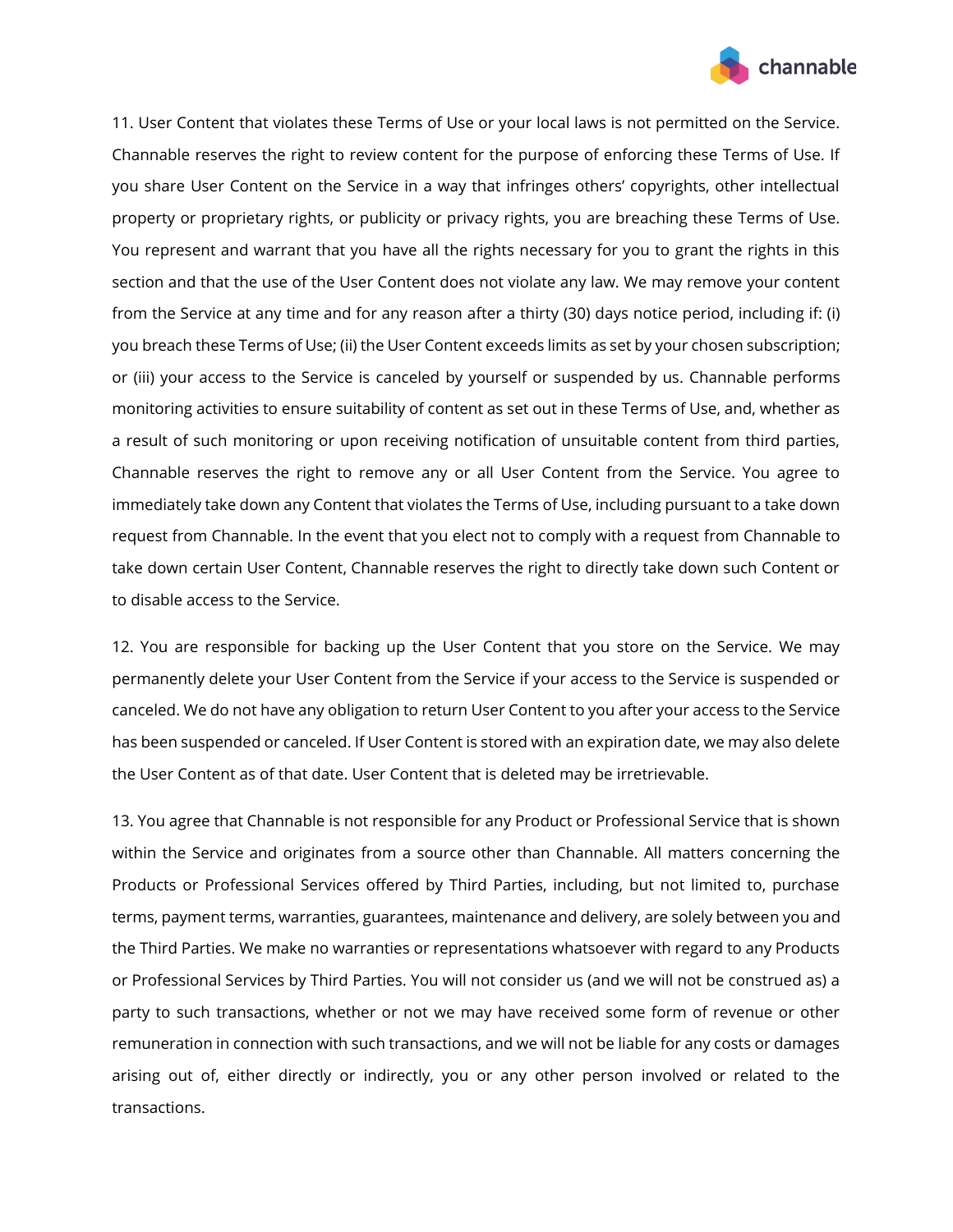11. User Content that violates these Terms of Use or your local laws is not permitted on the Service. Channable reserves the right to review content for the purpose of enforcing these Terms of Use. If you share User Content on the Service in a way that infringes others' copyrights, other intellectual property or proprietary rights, or publicity or privacy rights, you are breaching these Terms of Use. You represent and warrant that you have all the rights necessary for you to grant the rights in this section and that the use of the User Content does not violate any law. We may remove your content from the Service at any time and for any reason after a thirty (30) days notice period, including if: (i) you breach these Terms of Use; (ii) the User Content exceeds limits as set by your chosen subscription; or (iii) your access to the Service is canceled by yourself or suspended by us. Channable performs monitoring activities to ensure suitability of content as set out in these Terms of Use, and, whether as a result of such monitoring or upon receiving notification of unsuitable content from third parties, Channable reserves the right to remove any or all User Content from the Service. You agree to immediately take down any Content that violates the Terms of Use, including pursuant to a take down request from Channable. In the event that you elect not to comply with a request from Channable to take down certain User Content, Channable reserves the right to directly take down such Content or to disable access to the Service.

12. You are responsible for backing up the User Content that you store on the Service. We may permanently delete your User Content from the Service if your access to the Service is suspended or canceled. We do not have any obligation to return User Content to you after your access to the Service has been suspended or canceled. If User Content is stored with an expiration date, we may also delete the User Content as of that date. User Content that is deleted may be irretrievable.

13. You agree that Channable is not responsible for any Product or Professional Service that is shown within the Service and originates from a source other than Channable. All matters concerning the Products or Professional Services offered by Third Parties, including, but not limited to, purchase terms, payment terms, warranties, guarantees, maintenance and delivery, are solely between you and the Third Parties. We make no warranties or representations whatsoever with regard to any Products or Professional Services by Third Parties. You will not consider us (and we will not be construed as) a party to such transactions, whether or not we may have received some form of revenue or other remuneration in connection with such transactions, and we will not be liable for any costs or damages arising out of, either directly or indirectly, you or any other person involved or related to the transactions.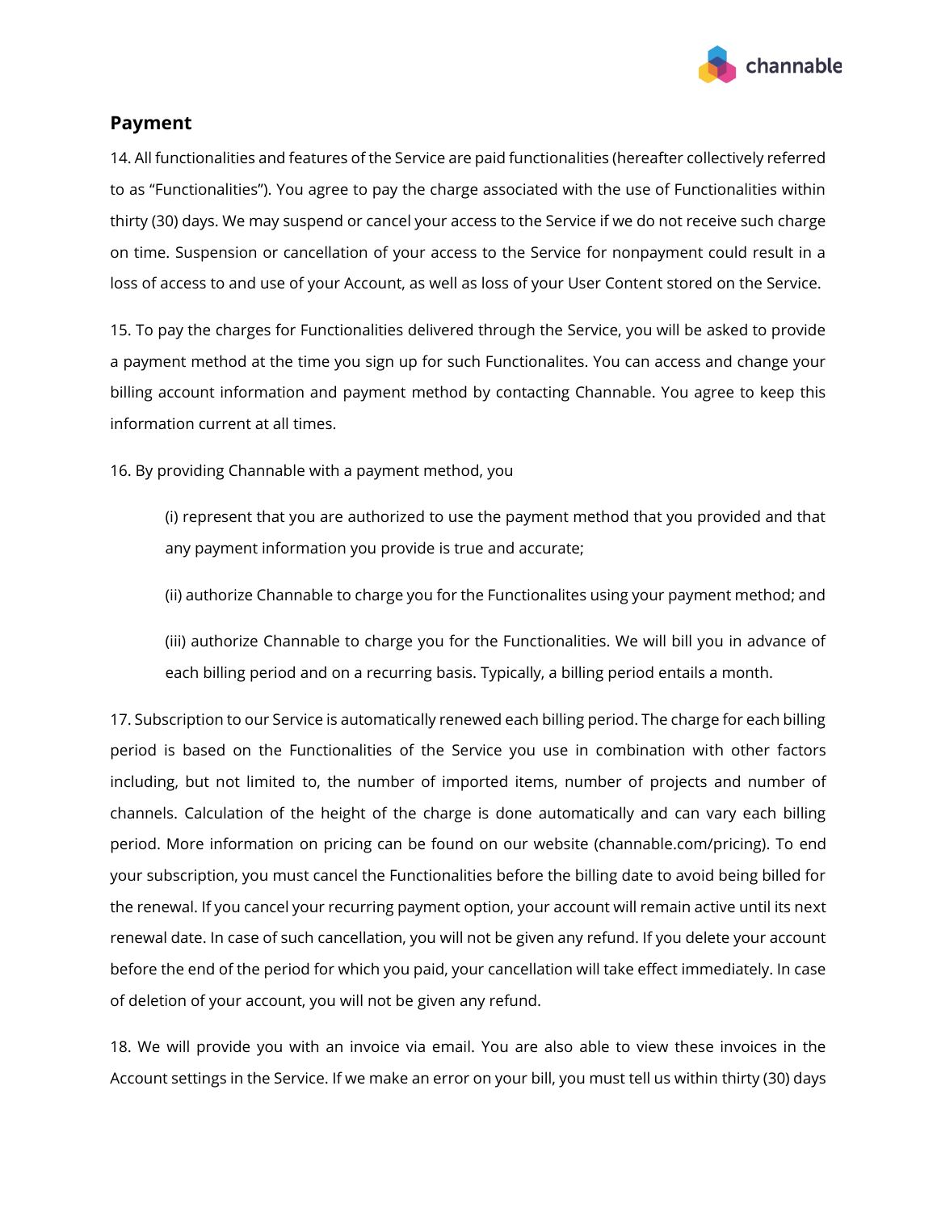## Payment

14. All functionalities and features of the Service are paid functionalities (hereafter collectively referred to as “Functionalities”). You agree to pay the charge associated with the use of Functionalities within thirty (30) days. We may suspend or cancel your access to the Service if we do not receive such charge on time. Suspension or cancellation of your access to the Service for nonpayment could result in a loss of access to and use of your Account, as well as loss of your User Content stored on the Service.

15. To pay the charges for Functionalities delivered through the Service, you will be asked to provide a payment method at the time you sign up for such Functionalites. You can access and change your billing account information and payment method by contacting Channable. You agree to keep this information current at all times.

16. By providing Channable with a payment method, you

> (i) represent that you are authorized to use the payment method that you provided and that any payment information you provide is true and accurate;
>
> (ii) authorize Channable to charge you for the Functionalites using your payment method; and
>
> (iii) authorize Channable to charge you for the Functionalities. We will bill you in advance of each billing period and on a recurring basis. Typically, a billing period entails a month.

17. Subscription to our Service is automatically renewed each billing period. The charge for each billing period is based on the Functionalities of the Service you use in combination with other factors including, but not limited to, the number of imported items, number of projects and number of channels. Calculation of the height of the charge is done automatically and can vary each billing period. More information on pricing can be found on our website (channable.com/pricing). To end your subscription, you must cancel the Functionalities before the billing date to avoid being billed for the renewal. If you cancel your recurring payment option, your account will remain active until its next renewal date. In case of such cancellation, you will not be given any refund. If you delete your account before the end of the period for which you paid, your cancellation will take effect immediately. In case of deletion of your account, you will not be given any refund.

18. We will provide you with an invoice via email. You are also able to view these invoices in the Account settings in the Service. If we make an error on your bill, you must tell us within thirty (30) days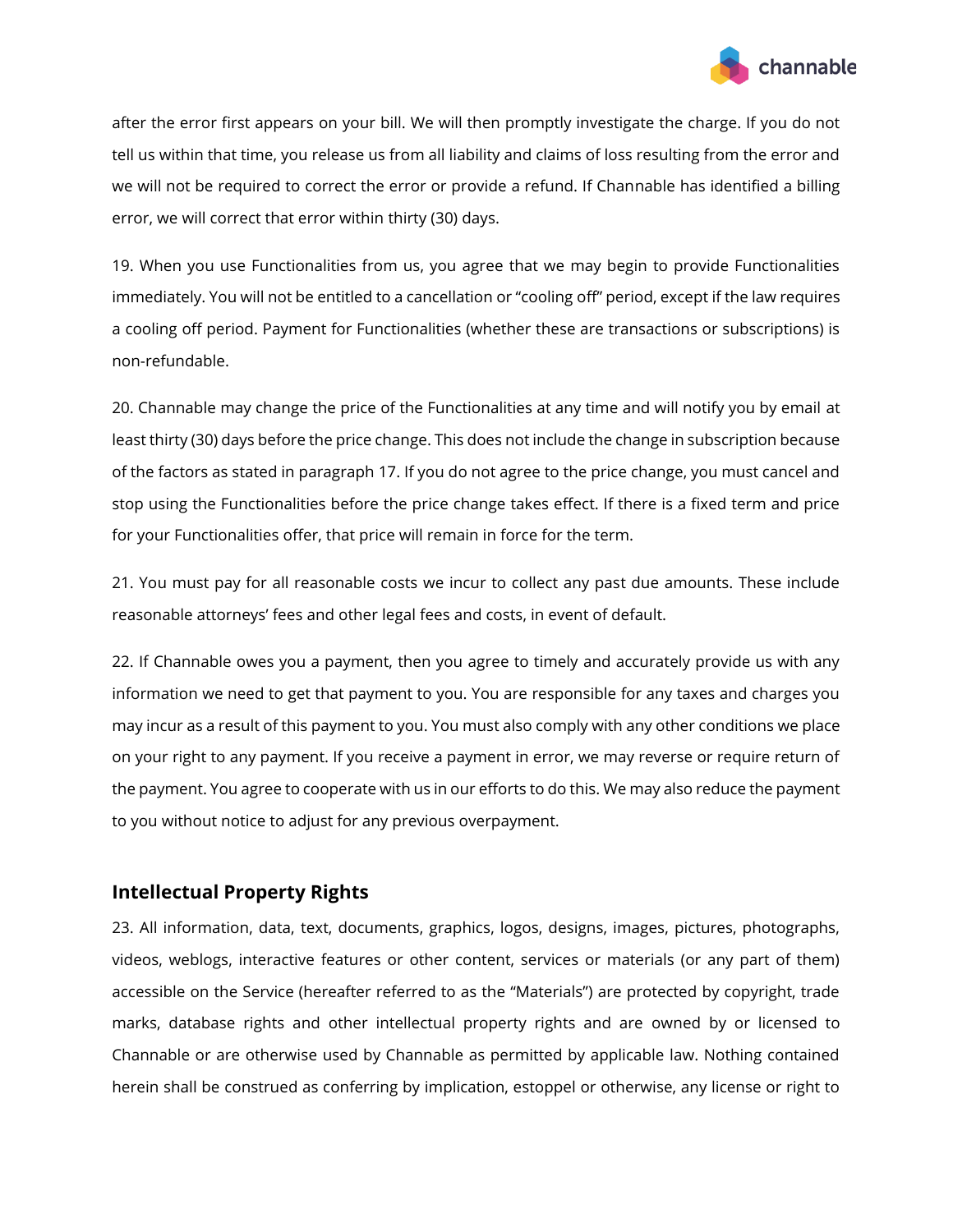after the error first appears on your bill. We will then promptly investigate the charge. If you do not tell us within that time, you release us from all liability and claims of loss resulting from the error and we will not be required to correct the error or provide a refund. If Channable has identified a billing error, we will correct that error within thirty (30) days.

19. When you use Functionalities from us, you agree that we may begin to provide Functionalities immediately. You will not be entitled to a cancellation or "cooling off" period, except if the law requires a cooling off period. Payment for Functionalities (whether these are transactions or subscriptions) is non-refundable.

20. Channable may change the price of the Functionalities at any time and will notify you by email at least thirty (30) days before the price change. This does not include the change in subscription because of the factors as stated in paragraph 17. If you do not agree to the price change, you must cancel and stop using the Functionalities before the price change takes effect. If there is a fixed term and price for your Functionalities offer, that price will remain in force for the term.

21. You must pay for all reasonable costs we incur to collect any past due amounts. These include reasonable attorneys' fees and other legal fees and costs, in event of default.

22. If Channable owes you a payment, then you agree to timely and accurately provide us with any information we need to get that payment to you. You are responsible for any taxes and charges you may incur as a result of this payment to you. You must also comply with any other conditions we place on your right to any payment. If you receive a payment in error, we may reverse or require return of the payment. You agree to cooperate with us in our efforts to do this. We may also reduce the payment to you without notice to adjust for any previous overpayment.

## Intellectual Property Rights

23. All information, data, text, documents, graphics, logos, designs, images, pictures, photographs, videos, weblogs, interactive features or other content, services or materials (or any part of them) accessible on the Service (hereafter referred to as the "Materials") are protected by copyright, trade marks, database rights and other intellectual property rights and are owned by or licensed to Channable or are otherwise used by Channable as permitted by applicable law. Nothing contained herein shall be construed as conferring by implication, estoppel or otherwise, any license or right to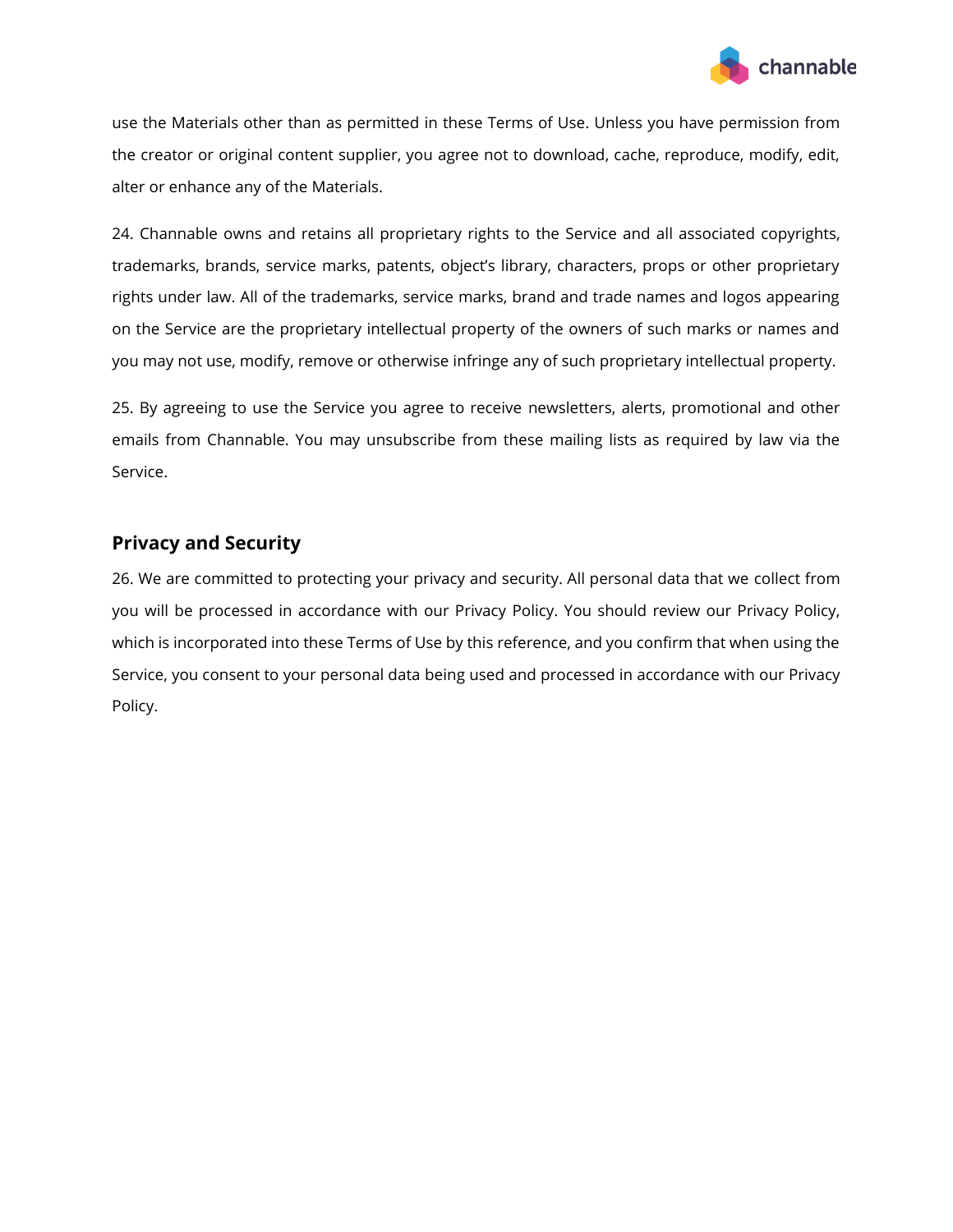use the Materials other than as permitted in these Terms of Use. Unless you have permission from the creator or original content supplier, you agree not to download, cache, reproduce, modify, edit, alter or enhance any of the Materials.

24. Channable owns and retains all proprietary rights to the Service and all associated copyrights, trademarks, brands, service marks, patents, object's library, characters, props or other proprietary rights under law. All of the trademarks, service marks, brand and trade names and logos appearing on the Service are the proprietary intellectual property of the owners of such marks or names and you may not use, modify, remove or otherwise infringe any of such proprietary intellectual property.

25. By agreeing to use the Service you agree to receive newsletters, alerts, promotional and other emails from Channable. You may unsubscribe from these mailing lists as required by law via the Service.

## Privacy and Security

26. We are committed to protecting your privacy and security. All personal data that we collect from you will be processed in accordance with our Privacy Policy. You should review our Privacy Policy, which is incorporated into these Terms of Use by this reference, and you confirm that when using the Service, you consent to your personal data being used and processed in accordance with our Privacy Policy.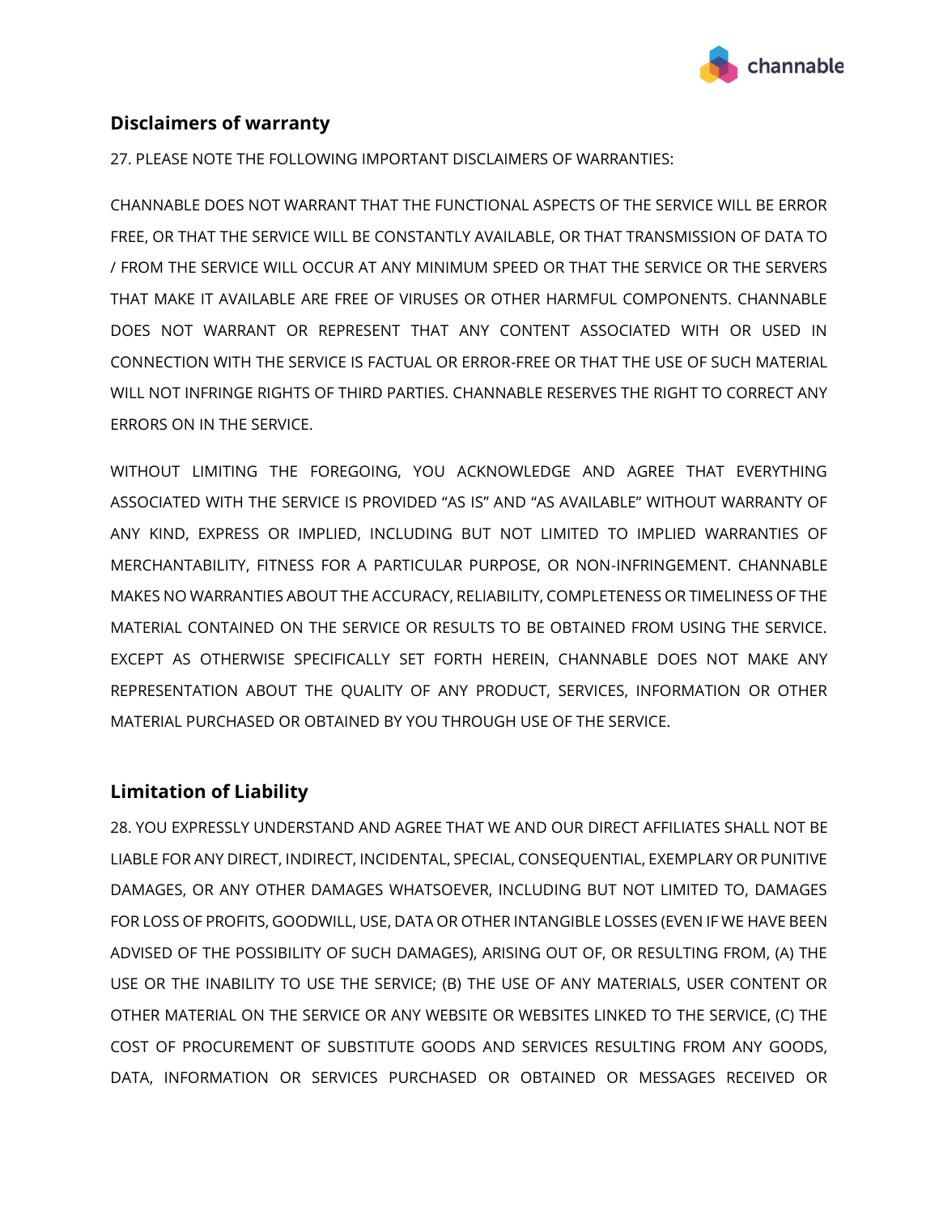## Disclaimers of warranty

27. PLEASE NOTE THE FOLLOWING IMPORTANT DISCLAIMERS OF WARRANTIES:

CHANNABLE DOES NOT WARRANT THAT THE FUNCTIONAL ASPECTS OF THE SERVICE WILL BE ERROR FREE, OR THAT THE SERVICE WILL BE CONSTANTLY AVAILABLE, OR THAT TRANSMISSION OF DATA TO / FROM THE SERVICE WILL OCCUR AT ANY MINIMUM SPEED OR THAT THE SERVICE OR THE SERVERS THAT MAKE IT AVAILABLE ARE FREE OF VIRUSES OR OTHER HARMFUL COMPONENTS. CHANNABLE DOES NOT WARRANT OR REPRESENT THAT ANY CONTENT ASSOCIATED WITH OR USED IN CONNECTION WITH THE SERVICE IS FACTUAL OR ERROR-FREE OR THAT THE USE OF SUCH MATERIAL WILL NOT INFRINGE RIGHTS OF THIRD PARTIES. CHANNABLE RESERVES THE RIGHT TO CORRECT ANY ERRORS ON IN THE SERVICE.

WITHOUT LIMITING THE FOREGOING, YOU ACKNOWLEDGE AND AGREE THAT EVERYTHING ASSOCIATED WITH THE SERVICE IS PROVIDED “AS IS” AND “AS AVAILABLE” WITHOUT WARRANTY OF ANY KIND, EXPRESS OR IMPLIED, INCLUDING BUT NOT LIMITED TO IMPLIED WARRANTIES OF MERCHANTABILITY, FITNESS FOR A PARTICULAR PURPOSE, OR NON-INFRINGEMENT. CHANNABLE MAKES NO WARRANTIES ABOUT THE ACCURACY, RELIABILITY, COMPLETENESS OR TIMELINESS OF THE MATERIAL CONTAINED ON THE SERVICE OR RESULTS TO BE OBTAINED FROM USING THE SERVICE. EXCEPT AS OTHERWISE SPECIFICALLY SET FORTH HEREIN, CHANNABLE DOES NOT MAKE ANY REPRESENTATION ABOUT THE QUALITY OF ANY PRODUCT, SERVICES, INFORMATION OR OTHER MATERIAL PURCHASED OR OBTAINED BY YOU THROUGH USE OF THE SERVICE.

## Limitation of Liability

28. YOU EXPRESSLY UNDERSTAND AND AGREE THAT WE AND OUR DIRECT AFFILIATES SHALL NOT BE LIABLE FOR ANY DIRECT, INDIRECT, INCIDENTAL, SPECIAL, CONSEQUENTIAL, EXEMPLARY OR PUNITIVE DAMAGES, OR ANY OTHER DAMAGES WHATSOEVER, INCLUDING BUT NOT LIMITED TO, DAMAGES FOR LOSS OF PROFITS, GOODWILL, USE, DATA OR OTHER INTANGIBLE LOSSES (EVEN IF WE HAVE BEEN ADVISED OF THE POSSIBILITY OF SUCH DAMAGES), ARISING OUT OF, OR RESULTING FROM, (A) THE USE OR THE INABILITY TO USE THE SERVICE; (B) THE USE OF ANY MATERIALS, USER CONTENT OR OTHER MATERIAL ON THE SERVICE OR ANY WEBSITE OR WEBSITES LINKED TO THE SERVICE, (C) THE COST OF PROCUREMENT OF SUBSTITUTE GOODS AND SERVICES RESULTING FROM ANY GOODS, DATA, INFORMATION OR SERVICES PURCHASED OR OBTAINED OR MESSAGES RECEIVED OR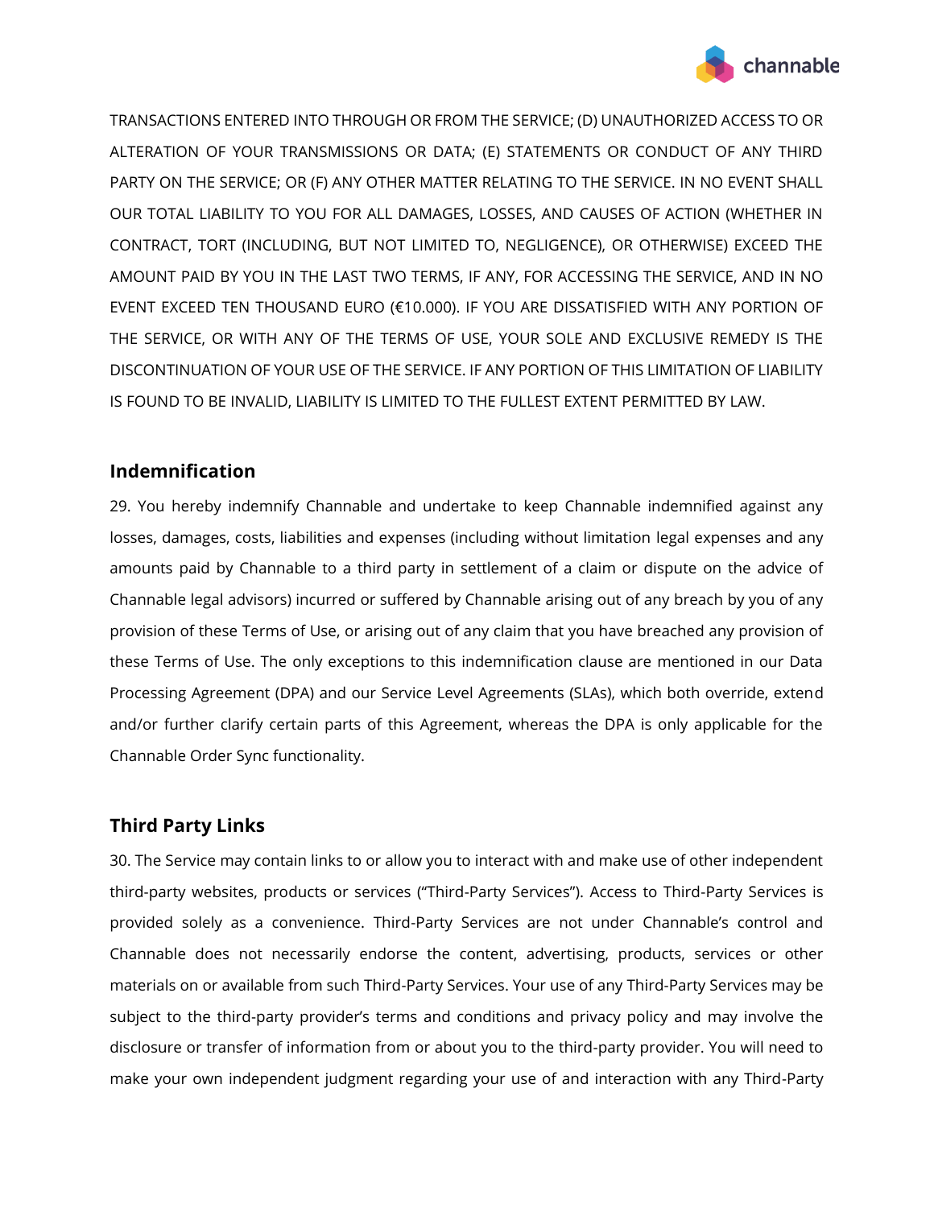TRANSACTIONS ENTERED INTO THROUGH OR FROM THE SERVICE; (D) UNAUTHORIZED ACCESS TO OR ALTERATION OF YOUR TRANSMISSIONS OR DATA; (E) STATEMENTS OR CONDUCT OF ANY THIRD PARTY ON THE SERVICE; OR (F) ANY OTHER MATTER RELATING TO THE SERVICE. IN NO EVENT SHALL OUR TOTAL LIABILITY TO YOU FOR ALL DAMAGES, LOSSES, AND CAUSES OF ACTION (WHETHER IN CONTRACT, TORT (INCLUDING, BUT NOT LIMITED TO, NEGLIGENCE), OR OTHERWISE) EXCEED THE AMOUNT PAID BY YOU IN THE LAST TWO TERMS, IF ANY, FOR ACCESSING THE SERVICE, AND IN NO EVENT EXCEED TEN THOUSAND EURO (€10.000). IF YOU ARE DISSATISFIED WITH ANY PORTION OF THE SERVICE, OR WITH ANY OF THE TERMS OF USE, YOUR SOLE AND EXCLUSIVE REMEDY IS THE DISCONTINUATION OF YOUR USE OF THE SERVICE. IF ANY PORTION OF THIS LIMITATION OF LIABILITY IS FOUND TO BE INVALID, LIABILITY IS LIMITED TO THE FULLEST EXTENT PERMITTED BY LAW.

## Indemnification

29. You hereby indemnify Channable and undertake to keep Channable indemnified against any losses, damages, costs, liabilities and expenses (including without limitation legal expenses and any amounts paid by Channable to a third party in settlement of a claim or dispute on the advice of Channable legal advisors) incurred or suffered by Channable arising out of any breach by you of any provision of these Terms of Use, or arising out of any claim that you have breached any provision of these Terms of Use. The only exceptions to this indemnification clause are mentioned in our Data Processing Agreement (DPA) and our Service Level Agreements (SLAs), which both override, extend and/or further clarify certain parts of this Agreement, whereas the DPA is only applicable for the Channable Order Sync functionality.

## Third Party Links

30. The Service may contain links to or allow you to interact with and make use of other independent third-party websites, products or services ("Third-Party Services"). Access to Third-Party Services is provided solely as a convenience. Third-Party Services are not under Channable's control and Channable does not necessarily endorse the content, advertising, products, services or other materials on or available from such Third-Party Services. Your use of any Third-Party Services may be subject to the third-party provider's terms and conditions and privacy policy and may involve the disclosure or transfer of information from or about you to the third-party provider. You will need to make your own independent judgment regarding your use of and interaction with any Third-Party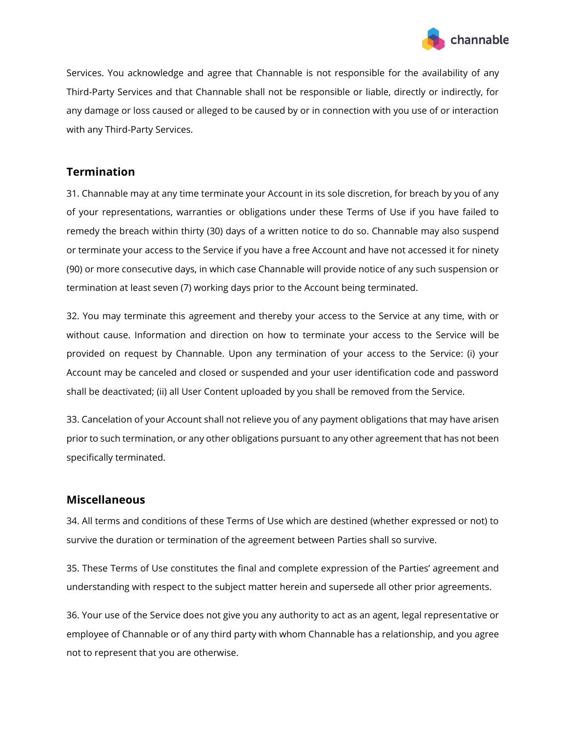Services. You acknowledge and agree that Channable is not responsible for the availability of any Third-Party Services and that Channable shall not be responsible or liable, directly or indirectly, for any damage or loss caused or alleged to be caused by or in connection with you use of or interaction with any Third-Party Services.

## Termination

31. Channable may at any time terminate your Account in its sole discretion, for breach by you of any of your representations, warranties or obligations under these Terms of Use if you have failed to remedy the breach within thirty (30) days of a written notice to do so. Channable may also suspend or terminate your access to the Service if you have a free Account and have not accessed it for ninety (90) or more consecutive days, in which case Channable will provide notice of any such suspension or termination at least seven (7) working days prior to the Account being terminated.

32. You may terminate this agreement and thereby your access to the Service at any time, with or without cause. Information and direction on how to terminate your access to the Service will be provided on request by Channable. Upon any termination of your access to the Service: (i) your Account may be canceled and closed or suspended and your user identification code and password shall be deactivated; (ii) all User Content uploaded by you shall be removed from the Service.

33. Cancelation of your Account shall not relieve you of any payment obligations that may have arisen prior to such termination, or any other obligations pursuant to any other agreement that has not been specifically terminated.

## Miscellaneous

34. All terms and conditions of these Terms of Use which are destined (whether expressed or not) to survive the duration or termination of the agreement between Parties shall so survive.

35. These Terms of Use constitutes the final and complete expression of the Parties' agreement and understanding with respect to the subject matter herein and supersede all other prior agreements.

36. Your use of the Service does not give you any authority to act as an agent, legal representative or employee of Channable or of any third party with whom Channable has a relationship, and you agree not to represent that you are otherwise.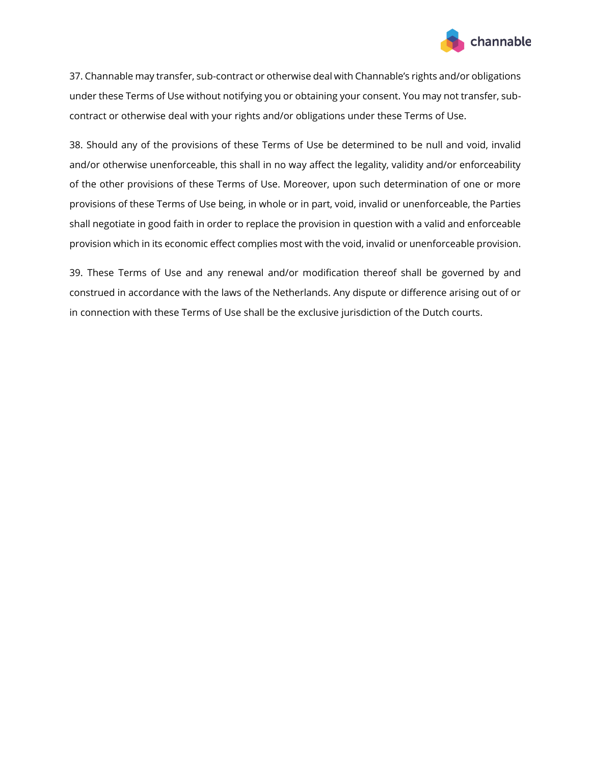37. Channable may transfer, sub-contract or otherwise deal with Channable's rights and/or obligations under these Terms of Use without notifying you or obtaining your consent. You may not transfer, sub-contract or otherwise deal with your rights and/or obligations under these Terms of Use.

38. Should any of the provisions of these Terms of Use be determined to be null and void, invalid and/or otherwise unenforceable, this shall in no way affect the legality, validity and/or enforceability of the other provisions of these Terms of Use. Moreover, upon such determination of one or more provisions of these Terms of Use being, in whole or in part, void, invalid or unenforceable, the Parties shall negotiate in good faith in order to replace the provision in question with a valid and enforceable provision which in its economic effect complies most with the void, invalid or unenforceable provision.

39. These Terms of Use and any renewal and/or modification thereof shall be governed by and construed in accordance with the laws of the Netherlands. Any dispute or difference arising out of or in connection with these Terms of Use shall be the exclusive jurisdiction of the Dutch courts.